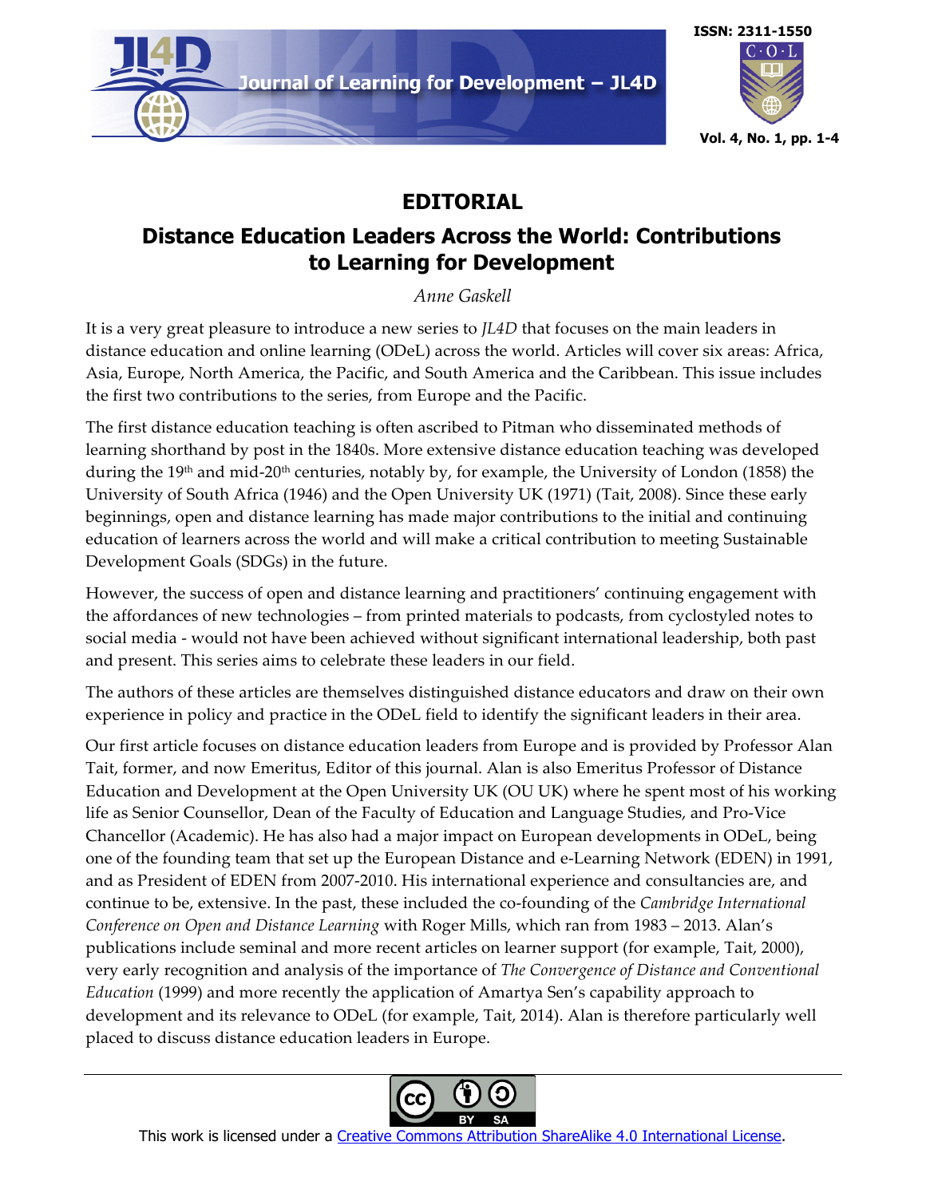# EDITORIAL

## Distance Education Leaders Across the World: Contributions to Learning for Development

*Anne Gaskell*

It is a very great pleasure to introduce a new series to *JL4D* that focuses on the main leaders in distance education and online learning (ODeL) across the world. Articles will cover six areas: Africa, Asia, Europe, North America, the Pacific, and South America and the Caribbean. This issue includes the first two contributions to the series, from Europe and the Pacific.

The first distance education teaching is often ascribed to Pitman who disseminated methods of learning shorthand by post in the 1840s. More extensive distance education teaching was developed during the 19th and mid-20th centuries, notably by, for example, the University of London (1858) the University of South Africa (1946) and the Open University UK (1971) (Tait, 2008). Since these early beginnings, open and distance learning has made major contributions to the initial and continuing education of learners across the world and will make a critical contribution to meeting Sustainable Development Goals (SDGs) in the future.

However, the success of open and distance learning and practitioners' continuing engagement with the affordances of new technologies – from printed materials to podcasts, from cyclostyled notes to social media - would not have been achieved without significant international leadership, both past and present. This series aims to celebrate these leaders in our field.

The authors of these articles are themselves distinguished distance educators and draw on their own experience in policy and practice in the ODeL field to identify the significant leaders in their area.

Our first article focuses on distance education leaders from Europe and is provided by Professor Alan Tait, former, and now Emeritus, Editor of this journal. Alan is also Emeritus Professor of Distance Education and Development at the Open University UK (OU UK) where he spent most of his working life as Senior Counsellor, Dean of the Faculty of Education and Language Studies, and Pro-Vice Chancellor (Academic). He has also had a major impact on European developments in ODeL, being one of the founding team that set up the European Distance and e-Learning Network (EDEN) in 1991, and as President of EDEN from 2007-2010. His international experience and consultancies are, and continue to be, extensive. In the past, these included the co-founding of the *Cambridge International Conference on Open and Distance Learning* with Roger Mills, which ran from 1983 – 2013. Alan's publications include seminal and more recent articles on learner support (for example, Tait, 2000), very early recognition and analysis of the importance of *The Convergence of Distance and Conventional Education* (1999) and more recently the application of Amartya Sen's capability approach to development and its relevance to ODeL (for example, Tait, 2014). Alan is therefore particularly well placed to discuss distance education leaders in Europe.

This work is licensed under a Creative Commons Attribution ShareAlike 4.0 International License.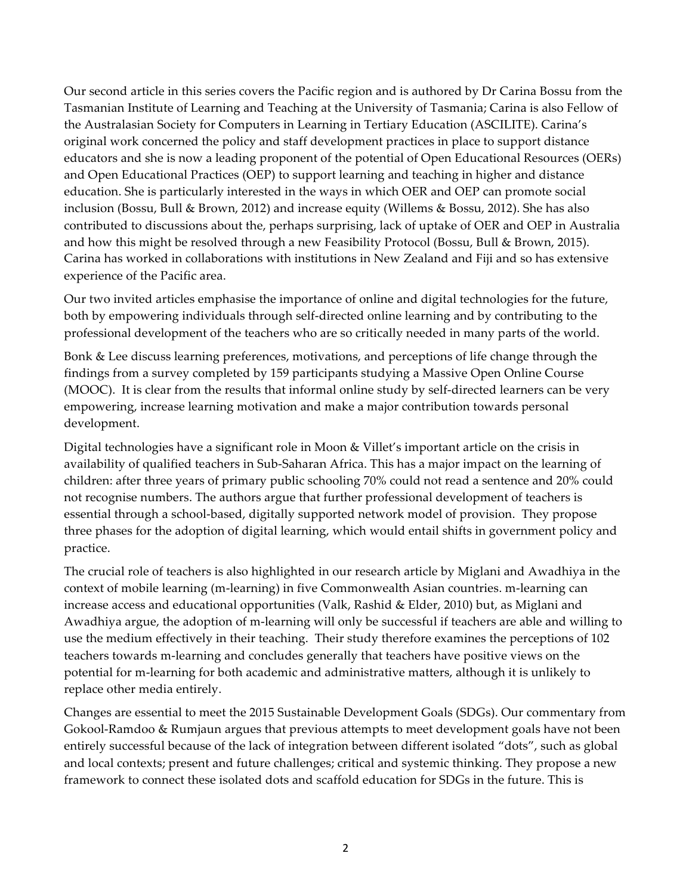Our second article in this series covers the Pacific region and is authored by Dr Carina Bossu from the Tasmanian Institute of Learning and Teaching at the University of Tasmania; Carina is also Fellow of the Australasian Society for Computers in Learning in Tertiary Education (ASCILITE). Carina's original work concerned the policy and staff development practices in place to support distance educators and she is now a leading proponent of the potential of Open Educational Resources (OERs) and Open Educational Practices (OEP) to support learning and teaching in higher and distance education. She is particularly interested in the ways in which OER and OEP can promote social inclusion (Bossu, Bull & Brown, 2012) and increase equity (Willems & Bossu, 2012). She has also contributed to discussions about the, perhaps surprising, lack of uptake of OER and OEP in Australia and how this might be resolved through a new Feasibility Protocol (Bossu, Bull & Brown, 2015). Carina has worked in collaborations with institutions in New Zealand and Fiji and so has extensive experience of the Pacific area.

Our two invited articles emphasise the importance of online and digital technologies for the future, both by empowering individuals through self-directed online learning and by contributing to the professional development of the teachers who are so critically needed in many parts of the world.

Bonk & Lee discuss learning preferences, motivations, and perceptions of life change through the findings from a survey completed by 159 participants studying a Massive Open Online Course (MOOC). It is clear from the results that informal online study by self-directed learners can be very empowering, increase learning motivation and make a major contribution towards personal development.

Digital technologies have a significant role in Moon & Villet's important article on the crisis in availability of qualified teachers in Sub-Saharan Africa. This has a major impact on the learning of children: after three years of primary public schooling 70% could not read a sentence and 20% could not recognise numbers. The authors argue that further professional development of teachers is essential through a school-based, digitally supported network model of provision. They propose three phases for the adoption of digital learning, which would entail shifts in government policy and practice.

The crucial role of teachers is also highlighted in our research article by Miglani and Awadhiya in the context of mobile learning (m-learning) in five Commonwealth Asian countries. m-learning can increase access and educational opportunities (Valk, Rashid & Elder, 2010) but, as Miglani and Awadhiya argue, the adoption of m-learning will only be successful if teachers are able and willing to use the medium effectively in their teaching. Their study therefore examines the perceptions of 102 teachers towards m-learning and concludes generally that teachers have positive views on the potential for m-learning for both academic and administrative matters, although it is unlikely to replace other media entirely.

Changes are essential to meet the 2015 Sustainable Development Goals (SDGs). Our commentary from Gokool-Ramdoo & Rumjaun argues that previous attempts to meet development goals have not been entirely successful because of the lack of integration between different isolated "dots", such as global and local contexts; present and future challenges; critical and systemic thinking. They propose a new framework to connect these isolated dots and scaffold education for SDGs in the future. This is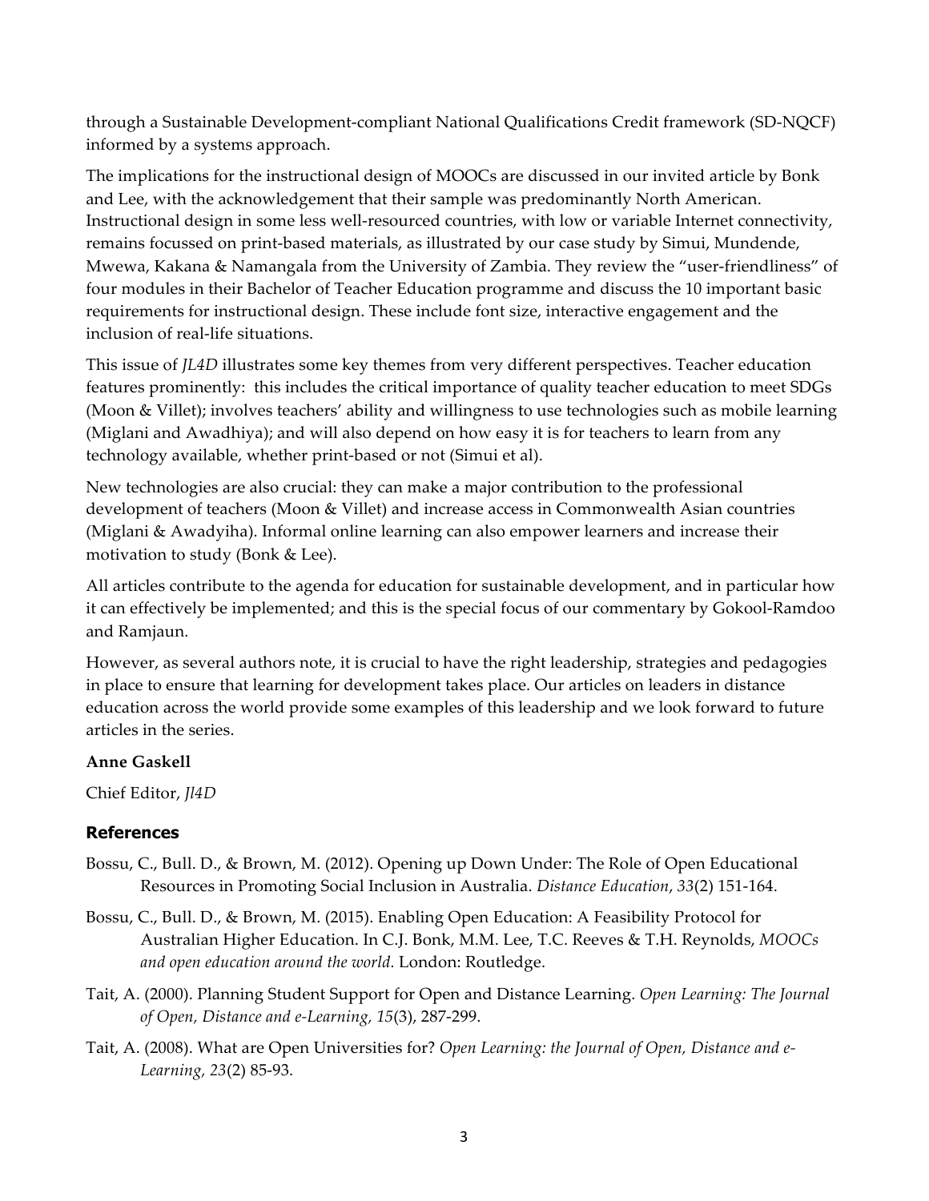through a Sustainable Development-compliant National Qualifications Credit framework (SD-NQCF) informed by a systems approach.

The implications for the instructional design of MOOCs are discussed in our invited article by Bonk and Lee, with the acknowledgement that their sample was predominantly North American. Instructional design in some less well-resourced countries, with low or variable Internet connectivity, remains focussed on print-based materials, as illustrated by our case study by Simui, Mundende, Mwewa, Kakana & Namangala from the University of Zambia. They review the "user-friendliness" of four modules in their Bachelor of Teacher Education programme and discuss the 10 important basic requirements for instructional design. These include font size, interactive engagement and the inclusion of real-life situations.

This issue of *JL4D* illustrates some key themes from very different perspectives. Teacher education features prominently: this includes the critical importance of quality teacher education to meet SDGs (Moon & Villet); involves teachers' ability and willingness to use technologies such as mobile learning (Miglani and Awadhiya); and will also depend on how easy it is for teachers to learn from any technology available, whether print-based or not (Simui et al).

New technologies are also crucial: they can make a major contribution to the professional development of teachers (Moon & Villet) and increase access in Commonwealth Asian countries (Miglani & Awadyiha). Informal online learning can also empower learners and increase their motivation to study (Bonk & Lee).

All articles contribute to the agenda for education for sustainable development, and in particular how it can effectively be implemented; and this is the special focus of our commentary by Gokool-Ramdoo and Ramjaun.

However, as several authors note, it is crucial to have the right leadership, strategies and pedagogies in place to ensure that learning for development takes place. Our articles on leaders in distance education across the world provide some examples of this leadership and we look forward to future articles in the series.

**Anne Gaskell**

Chief Editor, *Jl4D*

## References

Bossu, C., Bull. D., & Brown, M. (2012). Opening up Down Under: The Role of Open Educational Resources in Promoting Social Inclusion in Australia. *Distance Education*, *33*(2) 151-164.

Bossu, C., Bull. D., & Brown, M. (2015). Enabling Open Education: A Feasibility Protocol for Australian Higher Education. In C.J. Bonk, M.M. Lee, T.C. Reeves & T.H. Reynolds, *MOOCs and open education around the world.* London: Routledge.

Tait, A. (2000). Planning Student Support for Open and Distance Learning. *Open Learning: The Journal of Open, Distance and e-Learning, 15*(3), 287-299.

Tait, A. (2008). What are Open Universities for? *Open Learning: the Journal of Open, Distance and e-Learning, 23*(2) 85-93.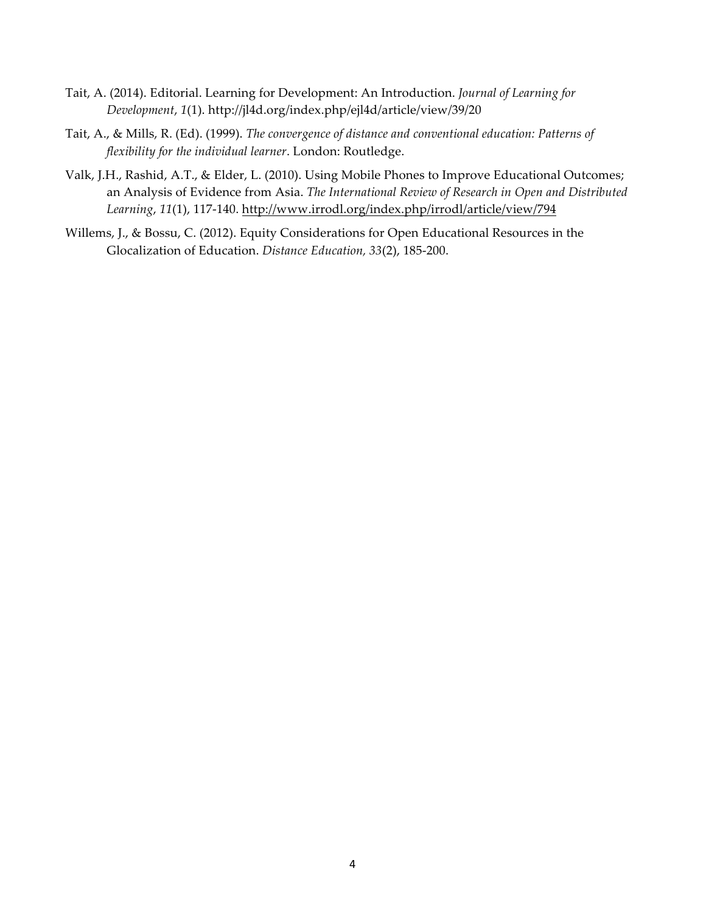Tait, A. (2014). Editorial. Learning for Development: An Introduction. *Journal of Learning for Development*, *1*(1). http://jl4d.org/index.php/ejl4d/article/view/39/20

Tait, A., & Mills, R. (Ed). (1999). *The convergence of distance and conventional education: Patterns of flexibility for the individual learner*. London: Routledge.

Valk, J.H., Rashid, A.T., & Elder, L. (2010). Using Mobile Phones to Improve Educational Outcomes; an Analysis of Evidence from Asia. *The International Review of Research in Open and Distributed Learning*, *11*(1), 117-140. http://www.irrodl.org/index.php/irrodl/article/view/794

Willems, J., & Bossu, C. (2012). Equity Considerations for Open Educational Resources in the Glocalization of Education. *Distance Education, 33*(2), 185-200.